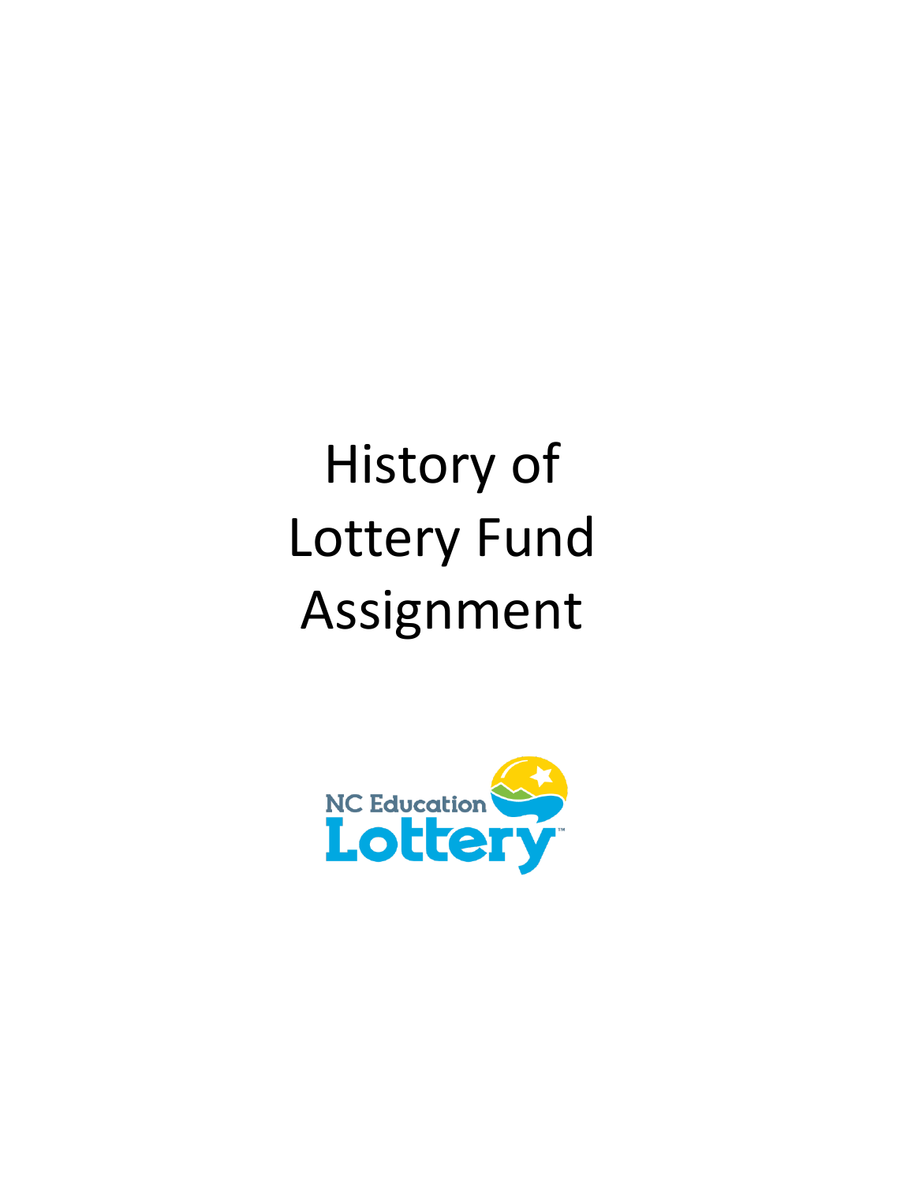# History of Lottery Fund Assignment

NC Education Lottery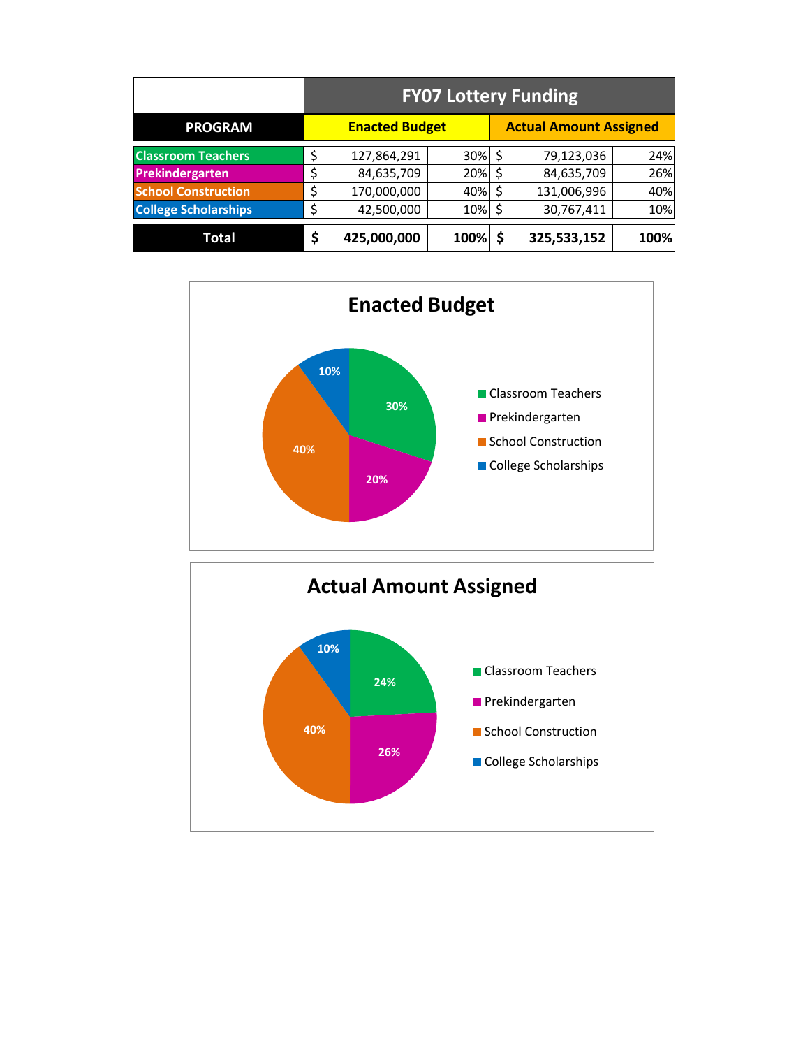| PROGRAM | FY07 Lottery Funding | | | |
|---|---|---|---|---|
| | Enacted Budget | | Actual Amount Assigned | |
| Classroom Teachers | $ 127,864,291 | 30% | $ 79,123,036 | 24% |
| Prekindergarten | $ 84,635,709 | 20% | $ 84,635,709 | 26% |
| School Construction | $ 170,000,000 | 40% | $ 131,006,996 | 40% |
| College Scholarships | $ 42,500,000 | 10% | $ 30,767,411 | 10% |
| **Total** | **$ 425,000,000** | **100%** | **$ 325,533,152** | **100%** |

**Enacted Budget**

10%
30%
40%
20%

Classroom Teachers
Prekindergarten
School Construction
College Scholarships

**Actual Amount Assigned**

10%
24%
40%
26%

Classroom Teachers
Prekindergarten
School Construction
College Scholarships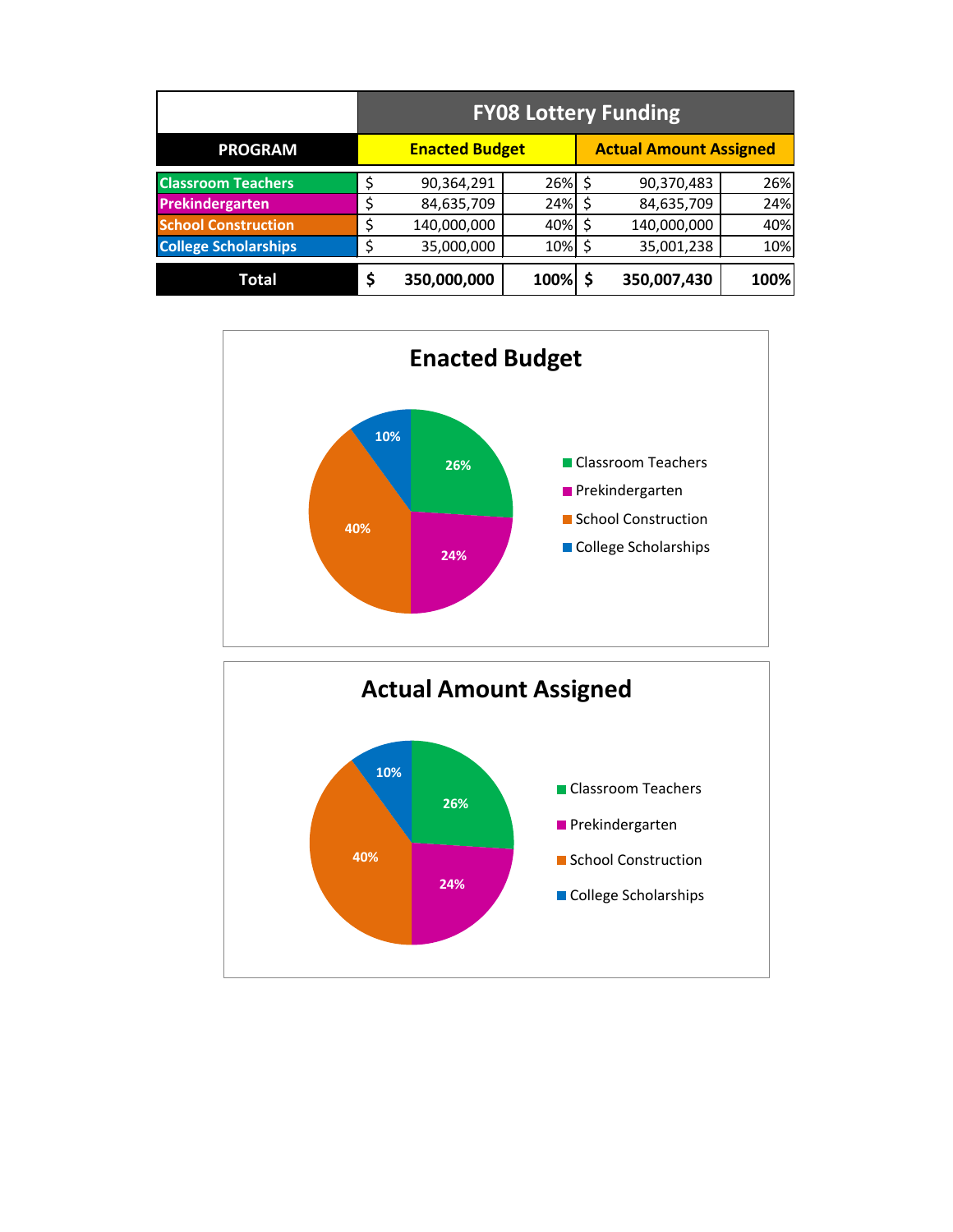| | FY08 Lottery Funding | | | |
|---|---|---|---|---|
| PROGRAM | Enacted Budget | | Actual Amount Assigned | |
| Classroom Teachers | $ 90,364,291 | 26% | $ 90,370,483 | 26% |
| Prekindergarten | $ 84,635,709 | 24% | $ 84,635,709 | 24% |
| School Construction | $ 140,000,000 | 40% | $ 140,000,000 | 40% |
| College Scholarships | $ 35,000,000 | 10% | $ 35,001,238 | 10% |
| **Total** | **$ 350,000,000** | **100%** | **$ 350,007,430** | **100%** |

Enacted Budget

26%
24%
40%
10%

Classroom Teachers
Prekindergarten
School Construction
College Scholarships

Actual Amount Assigned

26%
24%
40%
10%

Classroom Teachers
Prekindergarten
School Construction
College Scholarships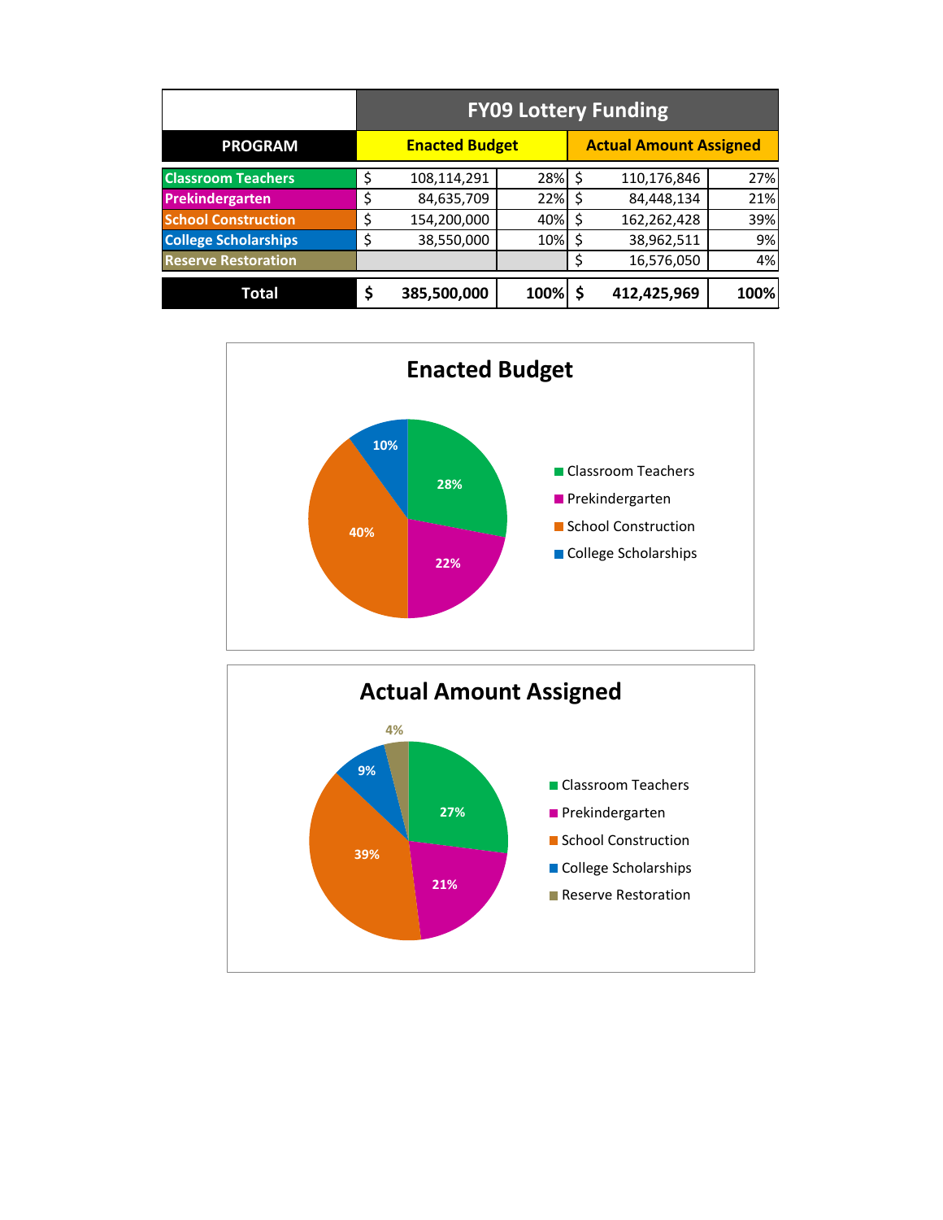| PROGRAM | FY09 Lottery Funding | | | |
|---|---|---|---|---|
| | Enacted Budget | | Actual Amount Assigned | |
| Classroom Teachers | $ 108,114,291 | 28% | $ 110,176,846 | 27% |
| Prekindergarten | $ 84,635,709 | 22% | $ 84,448,134 | 21% |
| School Construction | $ 154,200,000 | 40% | $ 162,262,428 | 39% |
| College Scholarships | $ 38,550,000 | 10% | $ 38,962,511 | 9% |
| Reserve Restoration | | | $ 16,576,050 | 4% |
| **Total** | **$ 385,500,000** | **100%** | **$ 412,425,969** | **100%** |

**Enacted Budget**

10%
28%
40%
22%

Classroom Teachers
Prekindergarten
School Construction
College Scholarships

**Actual Amount Assigned**

4%
9%
27%
39%
21%

Classroom Teachers
Prekindergarten
School Construction
College Scholarships
Reserve Restoration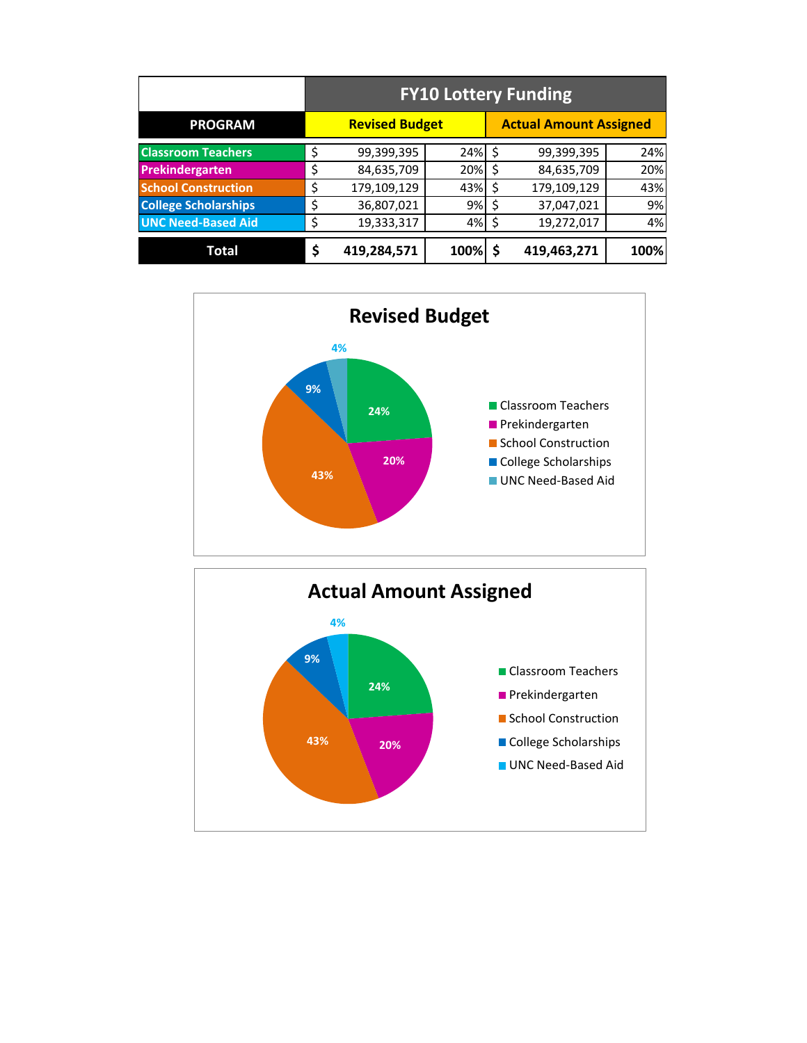| PROGRAM | FY10 Lottery Funding | | | |
|---|---|---|---|---|
| | Revised Budget | | Actual Amount Assigned | |
| Classroom Teachers | $ 99,399,395 | 24% | $ 99,399,395 | 24% |
| Prekindergarten | $ 84,635,709 | 20% | $ 84,635,709 | 20% |
| School Construction | $ 179,109,129 | 43% | $ 179,109,129 | 43% |
| College Scholarships | $ 36,807,021 | 9% | $ 37,047,021 | 9% |
| UNC Need-Based Aid | $ 19,333,317 | 4% | $ 19,272,017 | 4% |
| **Total** | **$ 419,284,571** | **100%** | **$ 419,463,271** | **100%** |

## Revised Budget

| Program | Share |
|---|---|
| Classroom Teachers | 24% |
| Prekindergarten | 20% |
| School Construction | 43% |
| College Scholarships | 9% |
| UNC Need-Based Aid | 4% |

## Actual Amount Assigned

| Program | Share |
|---|---|
| Classroom Teachers | 24% |
| Prekindergarten | 20% |
| School Construction | 43% |
| College Scholarships | 9% |
| UNC Need-Based Aid | 4% |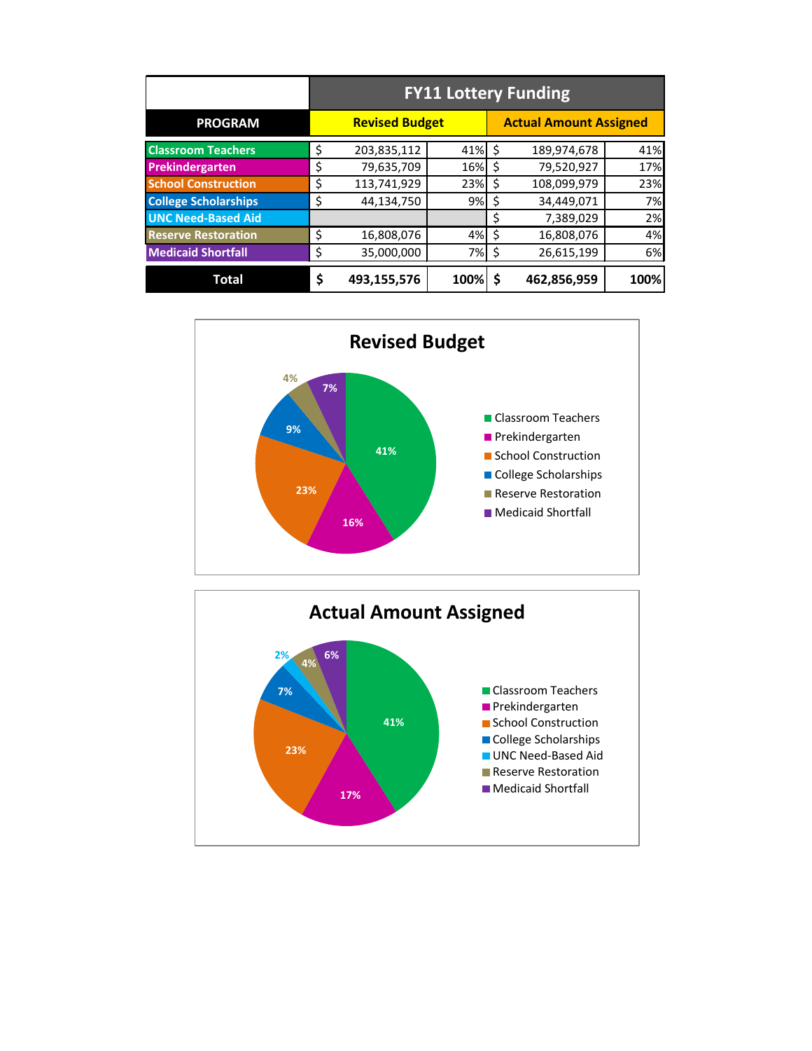| PROGRAM | FY11 Lottery Funding | | | |
|---|---|---|---|---|
| | Revised Budget | | Actual Amount Assigned | |
| Classroom Teachers | $ 203,835,112 | 41% | $ 189,974,678 | 41% |
| Prekindergarten | $ 79,635,709 | 16% | $ 79,520,927 | 17% |
| School Construction | $ 113,741,929 | 23% | $ 108,099,979 | 23% |
| College Scholarships | $ 44,134,750 | 9% | $ 34,449,071 | 7% |
| UNC Need-Based Aid | | | $ 7,389,029 | 2% |
| Reserve Restoration | $ 16,808,076 | 4% | $ 16,808,076 | 4% |
| Medicaid Shortfall | $ 35,000,000 | 7% | $ 26,615,199 | 6% |
| **Total** | **$ 493,155,576** | **100%** | **$ 462,856,959** | **100%** |

**Revised Budget**

41%
16%
23%
9%
4%
7%

Classroom Teachers
Prekindergarten
School Construction
College Scholarships
Reserve Restoration
Medicaid Shortfall

**Actual Amount Assigned**

41%
17%
23%
7%
2%
4%
6%

Classroom Teachers
Prekindergarten
School Construction
College Scholarships
UNC Need-Based Aid
Reserve Restoration
Medicaid Shortfall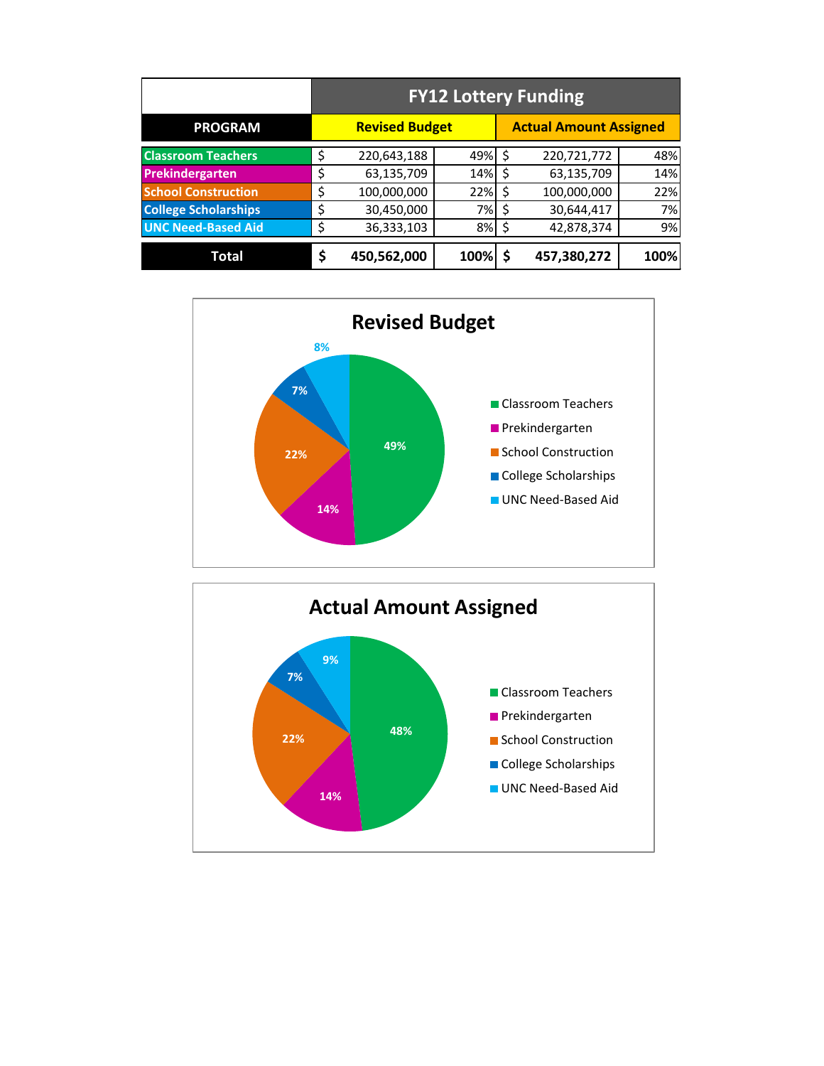| PROGRAM | FY12 Lottery Funding | | | |
|---|---|---|---|---|
| | Revised Budget | | Actual Amount Assigned | |
| Classroom Teachers | $ 220,643,188 | 49% | $ 220,721,772 | 48% |
| Prekindergarten | $ 63,135,709 | 14% | $ 63,135,709 | 14% |
| School Construction | $ 100,000,000 | 22% | $ 100,000,000 | 22% |
| College Scholarships | $ 30,450,000 | 7% | $ 30,644,417 | 7% |
| UNC Need-Based Aid | $ 36,333,103 | 8% | $ 42,878,374 | 9% |
| **Total** | **$ 450,562,000** | **100%** | **$ 457,380,272** | **100%** |

## Revised Budget

- Classroom Teachers: 49%
- Prekindergarten: 14%
- School Construction: 22%
- College Scholarships: 7%
- UNC Need-Based Aid: 8%

## Actual Amount Assigned

- Classroom Teachers: 48%
- Prekindergarten: 14%
- School Construction: 22%
- College Scholarships: 7%
- UNC Need-Based Aid: 9%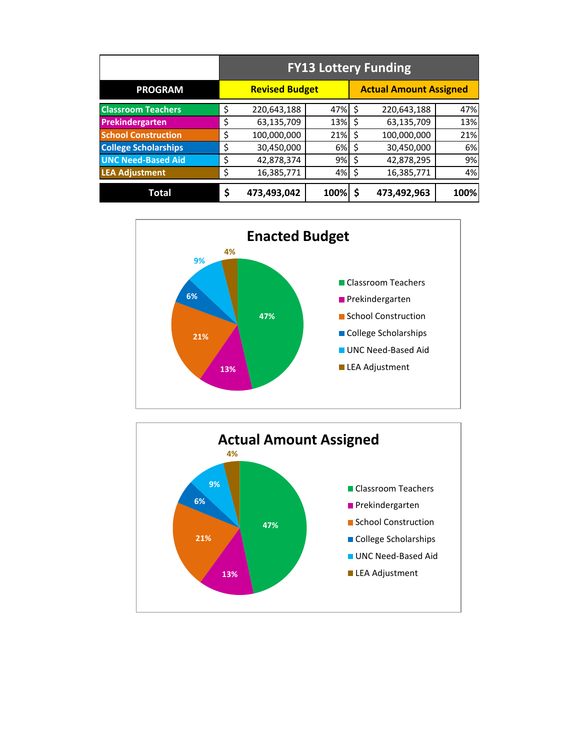| PROGRAM | FY13 Lottery Funding | | | | | |
| --- | --- | --- | --- | --- | --- | --- |
| | Revised Budget | | | Actual Amount Assigned | | |
| Classroom Teachers | $ | 220,643,188 | 47% | $ | 220,643,188 | 47% |
| Prekindergarten | $ | 63,135,709 | 13% | $ | 63,135,709 | 13% |
| School Construction | $ | 100,000,000 | 21% | $ | 100,000,000 | 21% |
| College Scholarships | $ | 30,450,000 | 6% | $ | 30,450,000 | 6% |
| UNC Need-Based Aid | $ | 42,878,374 | 9% | $ | 42,878,295 | 9% |
| LEA Adjustment | $ | 16,385,771 | 4% | $ | 16,385,771 | 4% |
| **Total** | **$** | **473,493,042** | **100%** | **$** | **473,492,963** | **100%** |

**Enacted Budget**

47%
13%
21%
6%
9%
4%

Classroom Teachers
Prekindergarten
School Construction
College Scholarships
UNC Need-Based Aid
LEA Adjustment

**Actual Amount Assigned**

47%
13%
21%
6%
9%
4%

Classroom Teachers
Prekindergarten
School Construction
College Scholarships
UNC Need-Based Aid
LEA Adjustment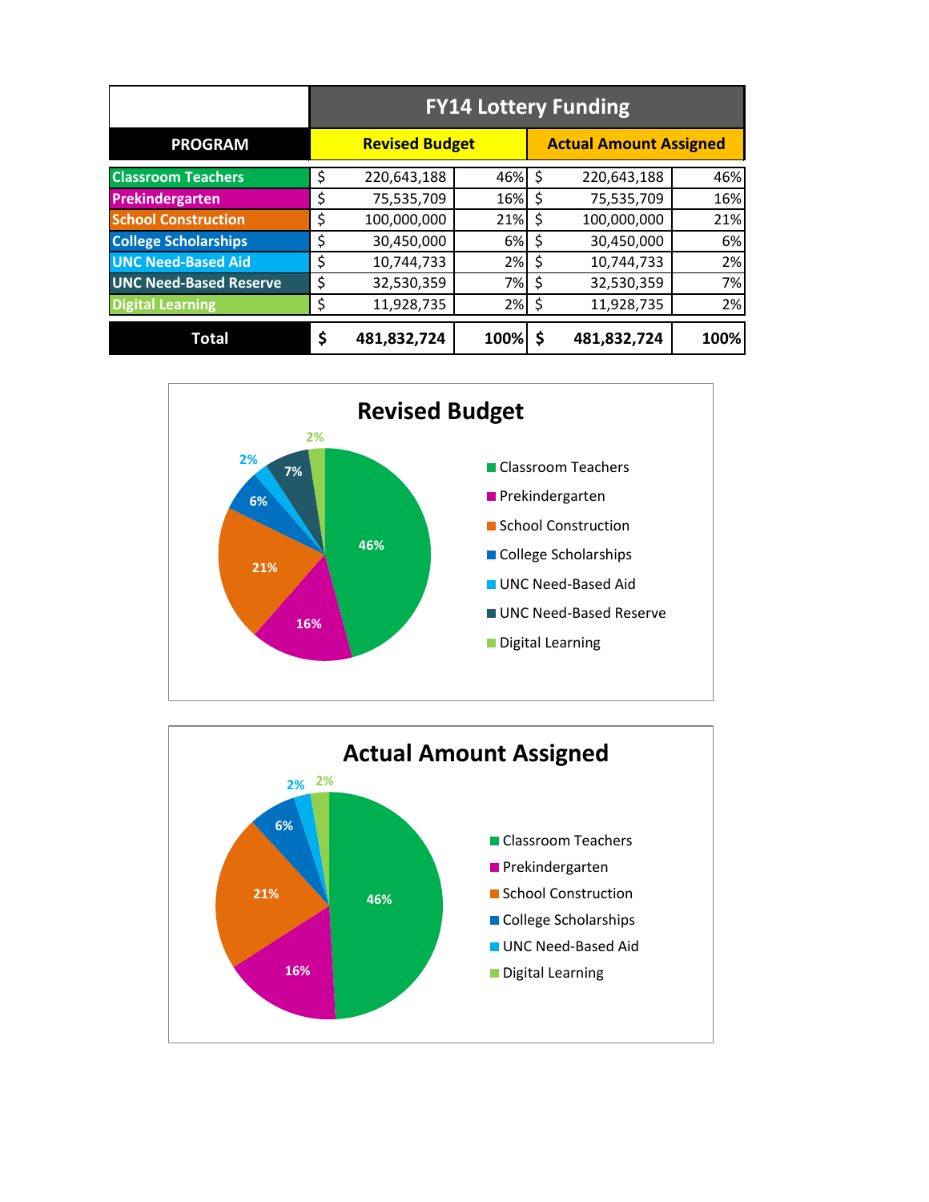| | FY14 Lottery Funding | | | | | |
|---|---|---|---|---|---|---|
| **PROGRAM** | **Revised Budget** | | | **Actual Amount Assigned** | | |
| Classroom Teachers | $ | 220,643,188 | 46% | $ | 220,643,188 | 46% |
| Prekindergarten | $ | 75,535,709 | 16% | $ | 75,535,709 | 16% |
| School Construction | $ | 100,000,000 | 21% | $ | 100,000,000 | 21% |
| College Scholarships | $ | 30,450,000 | 6% | $ | 30,450,000 | 6% |
| UNC Need-Based Aid | $ | 10,744,733 | 2% | $ | 10,744,733 | 2% |
| UNC Need-Based Reserve | $ | 32,530,359 | 7% | $ | 32,530,359 | 7% |
| Digital Learning | $ | 11,928,735 | 2% | $ | 11,928,735 | 2% |
| **Total** | **$** | **481,832,724** | **100%** | **$** | **481,832,724** | **100%** |

**Revised Budget**

46%
16%
21%
6%
2%
7%
2%

Classroom Teachers
Prekindergarten
School Construction
College Scholarships
UNC Need-Based Aid
UNC Need-Based Reserve
Digital Learning

**Actual Amount Assigned**

46%
16%
21%
6%
2%
2%

Classroom Teachers
Prekindergarten
School Construction
College Scholarships
UNC Need-Based Aid
Digital Learning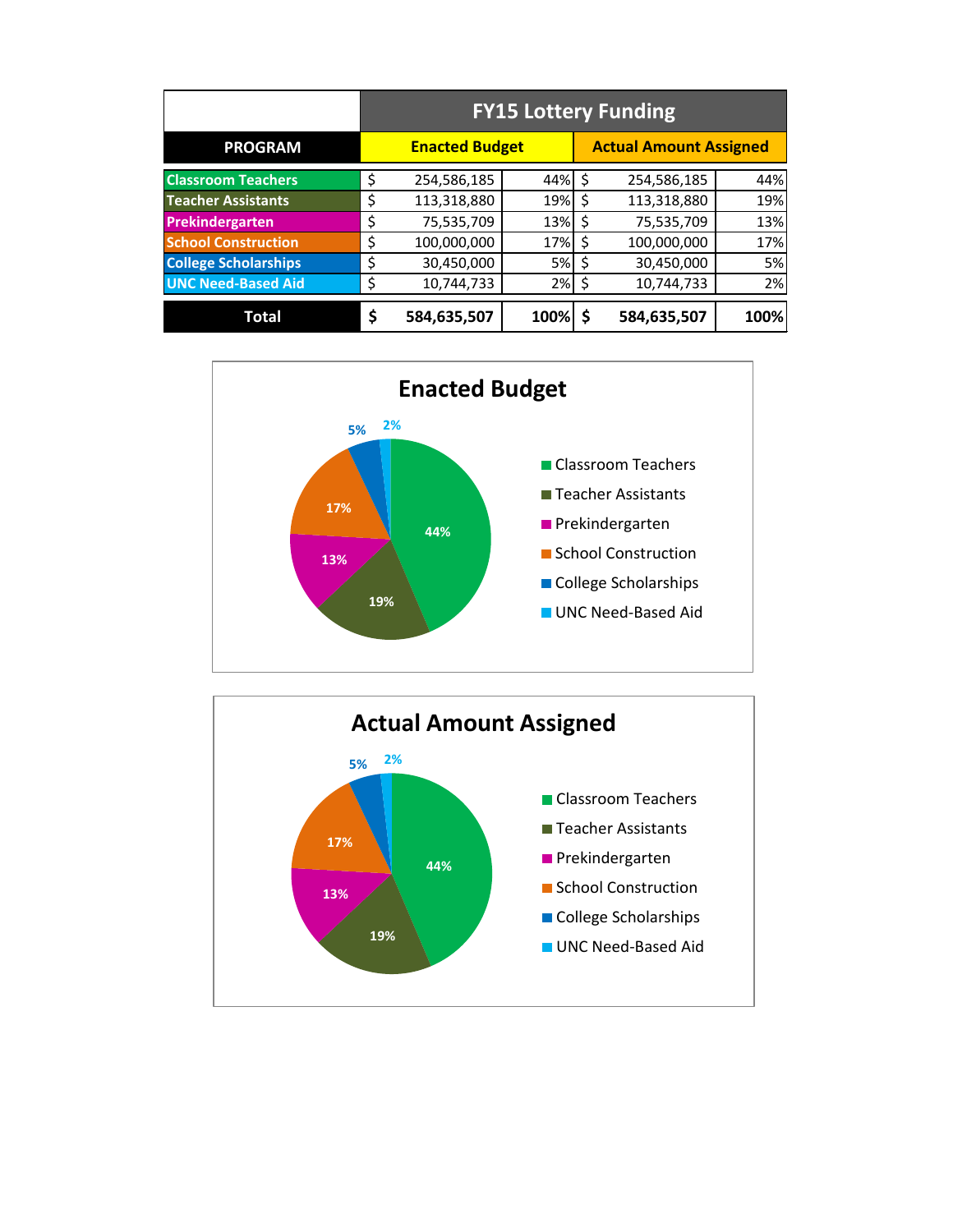| | FY15 Lottery Funding | | | |
|---|---|---|---|---|
| **PROGRAM** | **Enacted Budget** | | **Actual Amount Assigned** | |
| Classroom Teachers | $ 254,586,185 | 44% | $ 254,586,185 | 44% |
| Teacher Assistants | $ 113,318,880 | 19% | $ 113,318,880 | 19% |
| Prekindergarten | $ 75,535,709 | 13% | $ 75,535,709 | 13% |
| School Construction | $ 100,000,000 | 17% | $ 100,000,000 | 17% |
| College Scholarships | $ 30,450,000 | 5% | $ 30,450,000 | 5% |
| UNC Need-Based Aid | $ 10,744,733 | 2% | $ 10,744,733 | 2% |
| **Total** | **$ 584,635,507** | **100%** | **$ 584,635,507** | **100%** |

**Enacted Budget**

44%
19%
13%
17%
5%
2%

Classroom Teachers
Teacher Assistants
Prekindergarten
School Construction
College Scholarships
UNC Need-Based Aid

**Actual Amount Assigned**

44%
19%
13%
17%
5%
2%

Classroom Teachers
Teacher Assistants
Prekindergarten
School Construction
College Scholarships
UNC Need-Based Aid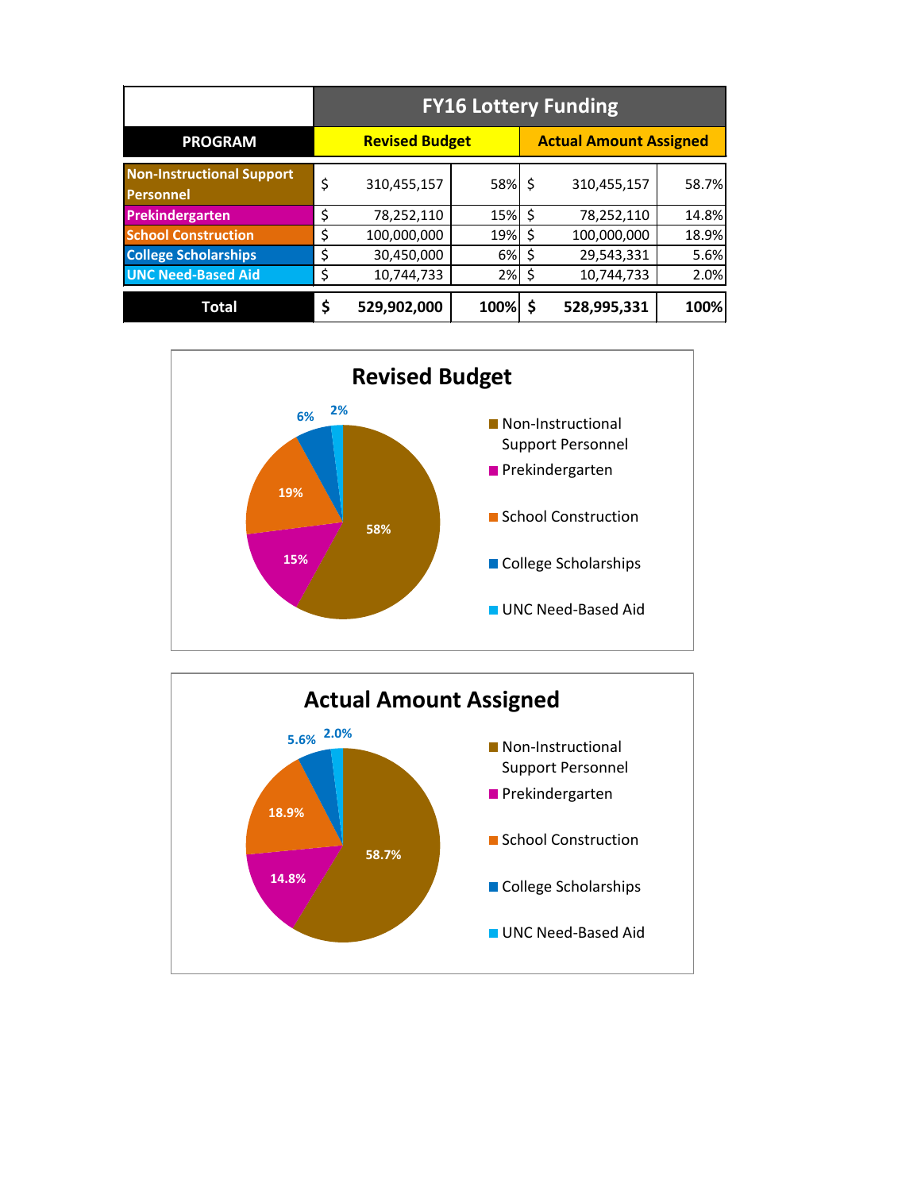| | FY16 Lottery Funding | | | |
|---|---|---|---|---|
| PROGRAM | Revised Budget | | Actual Amount Assigned | |
| Non-Instructional Support Personnel | $ 310,455,157 | 58% | $ 310,455,157 | 58.7% |
| Prekindergarten | $ 78,252,110 | 15% | $ 78,252,110 | 14.8% |
| School Construction | $ 100,000,000 | 19% | $ 100,000,000 | 18.9% |
| College Scholarships | $ 30,450,000 | 6% | $ 29,543,331 | 5.6% |
| UNC Need-Based Aid | $ 10,744,733 | 2% | $ 10,744,733 | 2.0% |
| **Total** | **$ 529,902,000** | **100%** | **$ 528,995,331** | **100%** |

Revised Budget

58%
15%
19%
6%
2%

Non-Instructional Support Personnel
Prekindergarten
School Construction
College Scholarships
UNC Need-Based Aid

Actual Amount Assigned

58.7%
14.8%
18.9%
5.6%
2.0%

Non-Instructional Support Personnel
Prekindergarten
School Construction
College Scholarships
UNC Need-Based Aid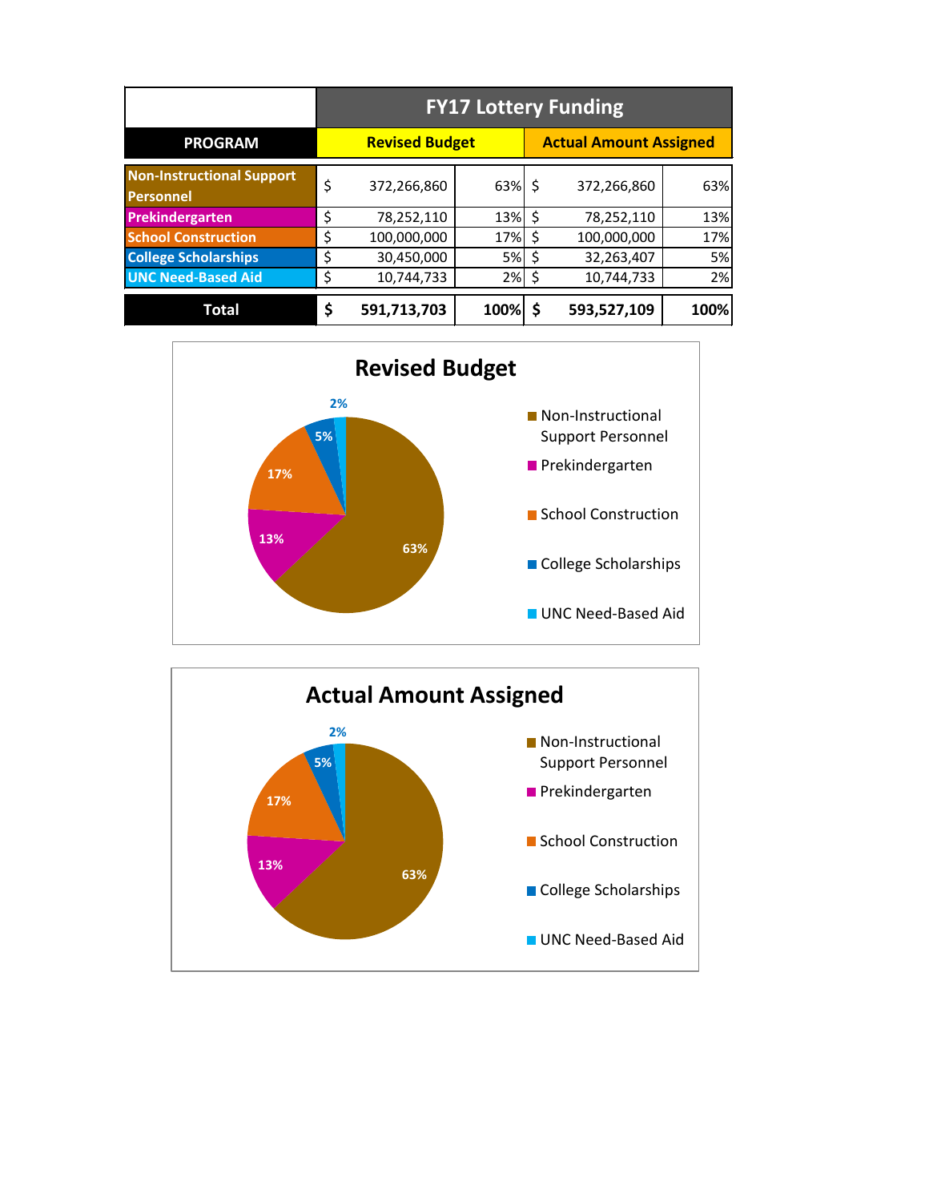| | FY17 Lottery Funding | | | |
|---|---|---|---|---|
| **PROGRAM** | **Revised Budget** | | **Actual Amount Assigned** | |
| Non-Instructional Support Personnel | $ 372,266,860 | 63% | $ 372,266,860 | 63% |
| Prekindergarten | $ 78,252,110 | 13% | $ 78,252,110 | 13% |
| School Construction | $ 100,000,000 | 17% | $ 100,000,000 | 17% |
| College Scholarships | $ 30,450,000 | 5% | $ 32,263,407 | 5% |
| UNC Need-Based Aid | $ 10,744,733 | 2% | $ 10,744,733 | 2% |
| **Total** | **$ 591,713,703** | **100%** | **$ 593,527,109** | **100%** |

**Revised Budget**

2%
5%
17%
13%
63%

Non-Instructional Support Personnel
Prekindergarten
School Construction
College Scholarships
UNC Need-Based Aid

**Actual Amount Assigned**

2%
5%
17%
13%
63%

Non-Instructional Support Personnel
Prekindergarten
School Construction
College Scholarships
UNC Need-Based Aid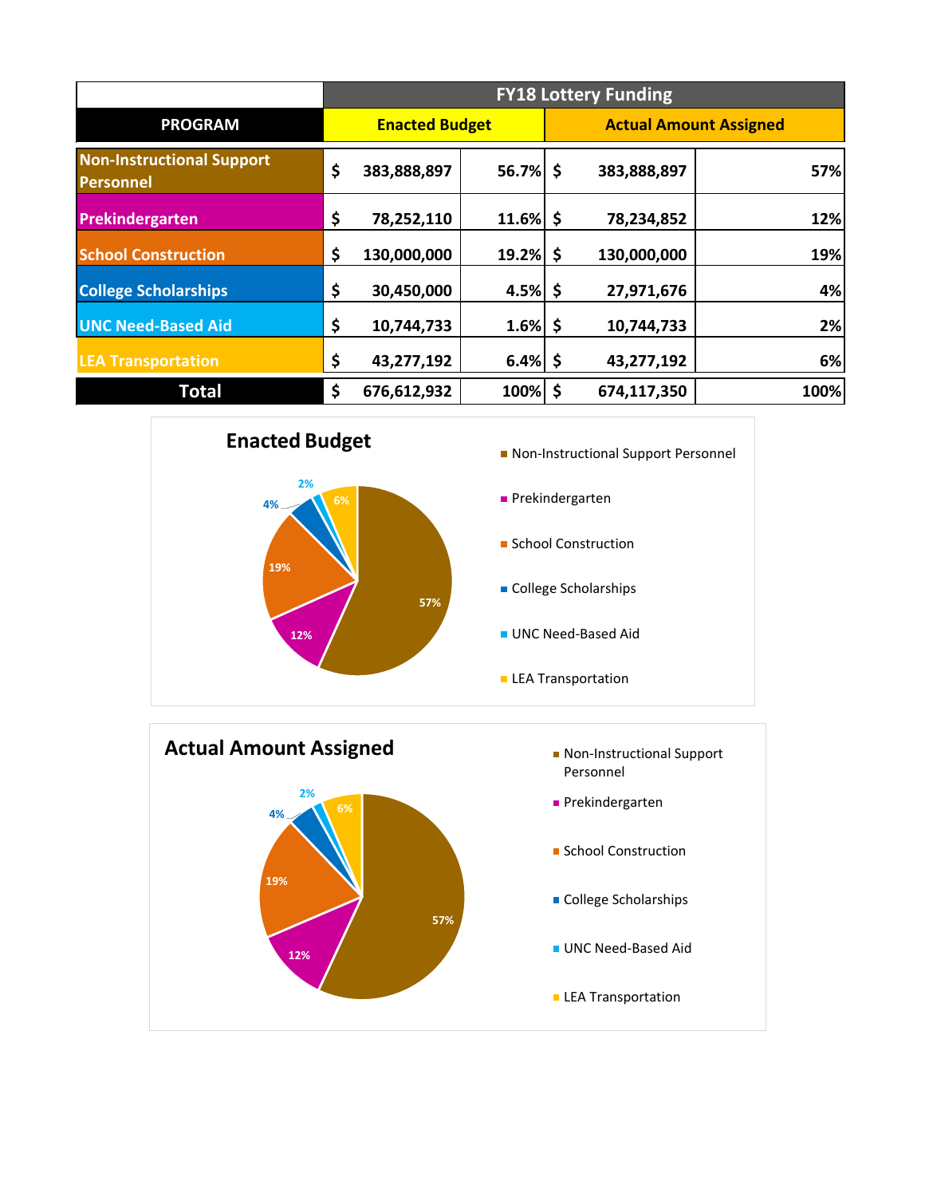| PROGRAM | FY18 Lottery Funding | | | |
|---|---|---|---|---|
| | Enacted Budget | | Actual Amount Assigned | |
| Non-Instructional Support Personnel | $ 383,888,897 | 56.7% | $ 383,888,897 | 57% |
| Prekindergarten | $ 78,252,110 | 11.6% | $ 78,234,852 | 12% |
| School Construction | $ 130,000,000 | 19.2% | $ 130,000,000 | 19% |
| College Scholarships | $ 30,450,000 | 4.5% | $ 27,971,676 | 4% |
| UNC Need-Based Aid | $ 10,744,733 | 1.6% | $ 10,744,733 | 2% |
| LEA Transportation | $ 43,277,192 | 6.4% | $ 43,277,192 | 6% |
| **Total** | $ 676,612,932 | 100% | $ 674,117,350 | 100% |

Enacted Budget

57%
12%
19%
4%
2%
6%

Non-Instructional Support Personnel
Prekindergarten
School Construction
College Scholarships
UNC Need-Based Aid
LEA Transportation

Actual Amount Assigned

57%
12%
19%
4%
2%
6%

Non-Instructional Support Personnel
Prekindergarten
School Construction
College Scholarships
UNC Need-Based Aid
LEA Transportation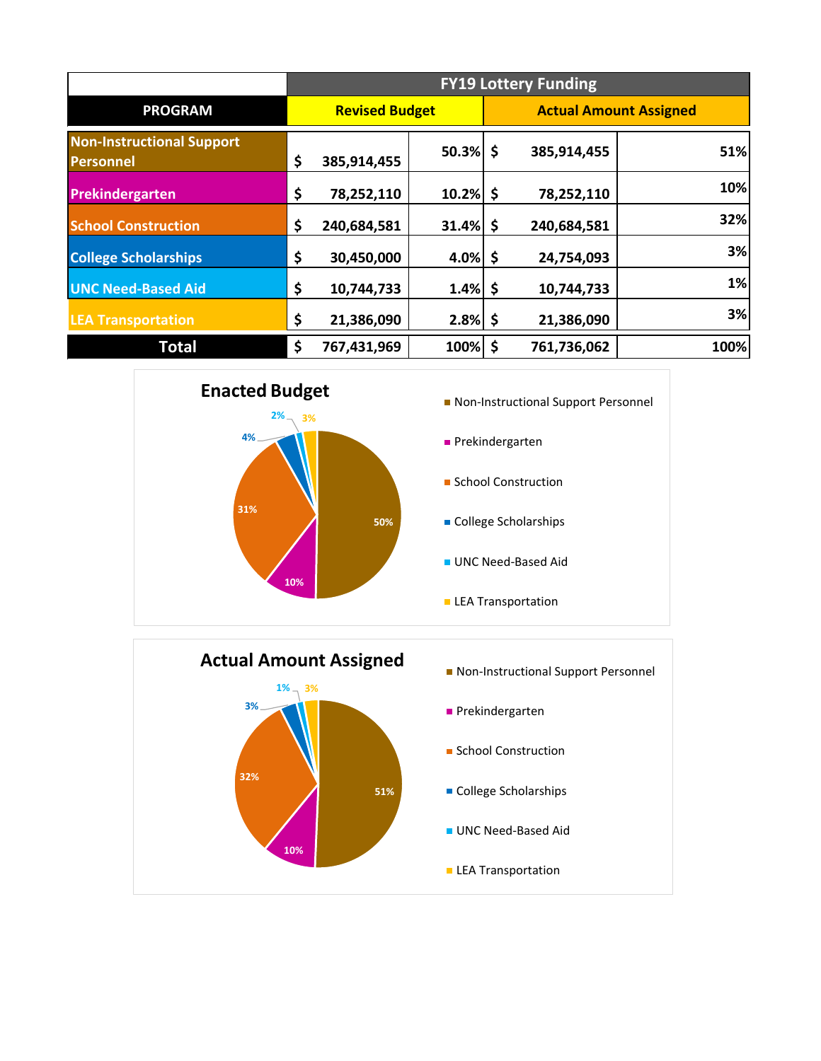| PROGRAM | FY19 Lottery Funding | | | |
|---|---|---|---|---|
| | Revised Budget | | Actual Amount Assigned | |
| Non-Instructional Support Personnel | $ 385,914,455 | 50.3% | $ 385,914,455 | 51% |
| Prekindergarten | $ 78,252,110 | 10.2% | $ 78,252,110 | 10% |
| School Construction | $ 240,684,581 | 31.4% | $ 240,684,581 | 32% |
| College Scholarships | $ 30,450,000 | 4.0% | $ 24,754,093 | 3% |
| UNC Need-Based Aid | $ 10,744,733 | 1.4% | $ 10,744,733 | 1% |
| LEA Transportation | $ 21,386,090 | 2.8% | $ 21,386,090 | 3% |
| **Total** | $ 767,431,969 | 100% | $ 761,736,062 | 100% |

Enacted Budget

50%
10%
31%
4%
2%
3%

Non-Instructional Support Personnel
Prekindergarten
School Construction
College Scholarships
UNC Need-Based Aid
LEA Transportation

Actual Amount Assigned

51%
10%
32%
3%
1%
3%

Non-Instructional Support Personnel
Prekindergarten
School Construction
College Scholarships
UNC Need-Based Aid
LEA Transportation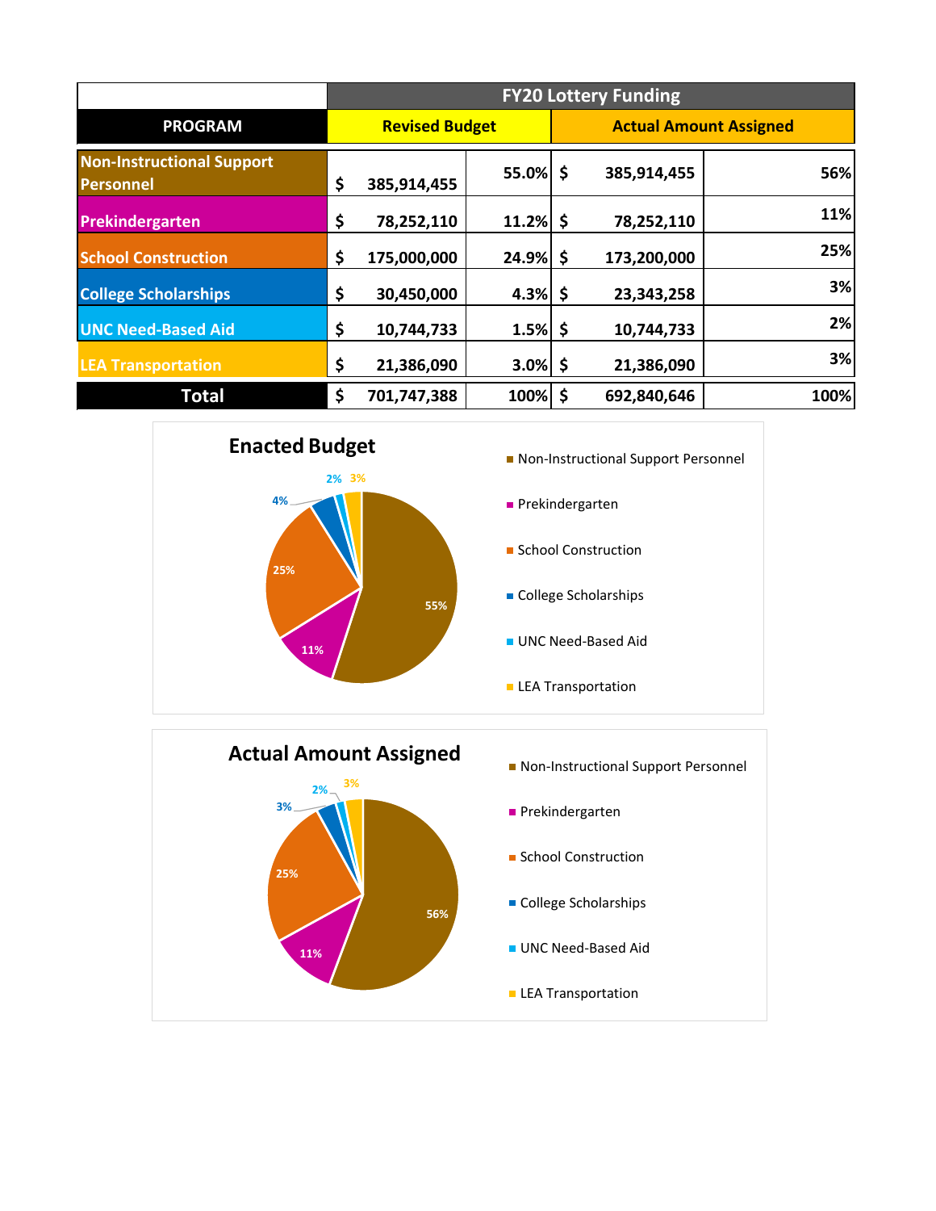| | FY20 Lottery Funding | | | |
|---|---|---|---|---|
| PROGRAM | Revised Budget | | Actual Amount Assigned | |
| Non-Instructional Support Personnel | $ 385,914,455 | 55.0% | $ 385,914,455 | 56% |
| Prekindergarten | $ 78,252,110 | 11.2% | $ 78,252,110 | 11% |
| School Construction | $ 175,000,000 | 24.9% | $ 173,200,000 | 25% |
| College Scholarships | $ 30,450,000 | 4.3% | $ 23,343,258 | 3% |
| UNC Need-Based Aid | $ 10,744,733 | 1.5% | $ 10,744,733 | 2% |
| LEA Transportation | $ 21,386,090 | 3.0% | $ 21,386,090 | 3% |
| Total | $ 701,747,388 | 100% | $ 692,840,646 | 100% |

Enacted Budget

55%
11%
25%
4%
2%
3%

Non-Instructional Support Personnel
Prekindergarten
School Construction
College Scholarships
UNC Need-Based Aid
LEA Transportation

Actual Amount Assigned

56%
11%
25%
3%
2%
3%

Non-Instructional Support Personnel
Prekindergarten
School Construction
College Scholarships
UNC Need-Based Aid
LEA Transportation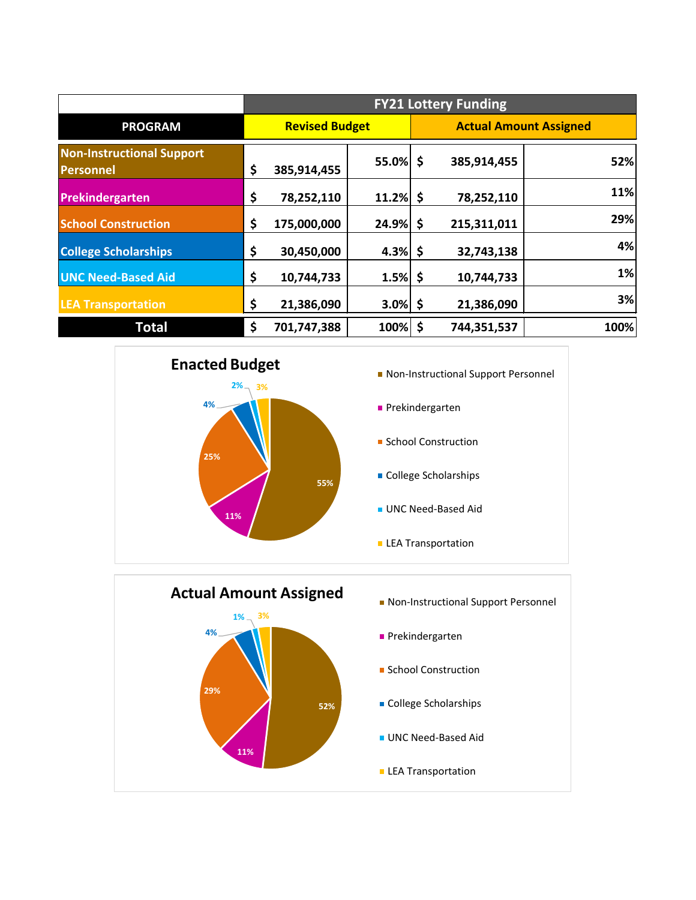| PROGRAM | FY21 Lottery Funding | | | |
|---|---|---|---|---|
| | Revised Budget | | Actual Amount Assigned | |
| Non-Instructional Support Personnel | $ 385,914,455 | 55.0% | $ 385,914,455 | 52% |
| Prekindergarten | $ 78,252,110 | 11.2% | $ 78,252,110 | 11% |
| School Construction | $ 175,000,000 | 24.9% | $ 215,311,011 | 29% |
| College Scholarships | $ 30,450,000 | 4.3% | $ 32,743,138 | 4% |
| UNC Need-Based Aid | $ 10,744,733 | 1.5% | $ 10,744,733 | 1% |
| LEA Transportation | $ 21,386,090 | 3.0% | $ 21,386,090 | 3% |
| Total | $ 701,747,388 | 100% | $ 744,351,537 | 100% |

Enacted Budget

55%
11%
25%
4%
2%
3%

Non-Instructional Support Personnel
Prekindergarten
School Construction
College Scholarships
UNC Need-Based Aid
LEA Transportation

Actual Amount Assigned

52%
11%
29%
4%
1%
3%

Non-Instructional Support Personnel
Prekindergarten
School Construction
College Scholarships
UNC Need-Based Aid
LEA Transportation